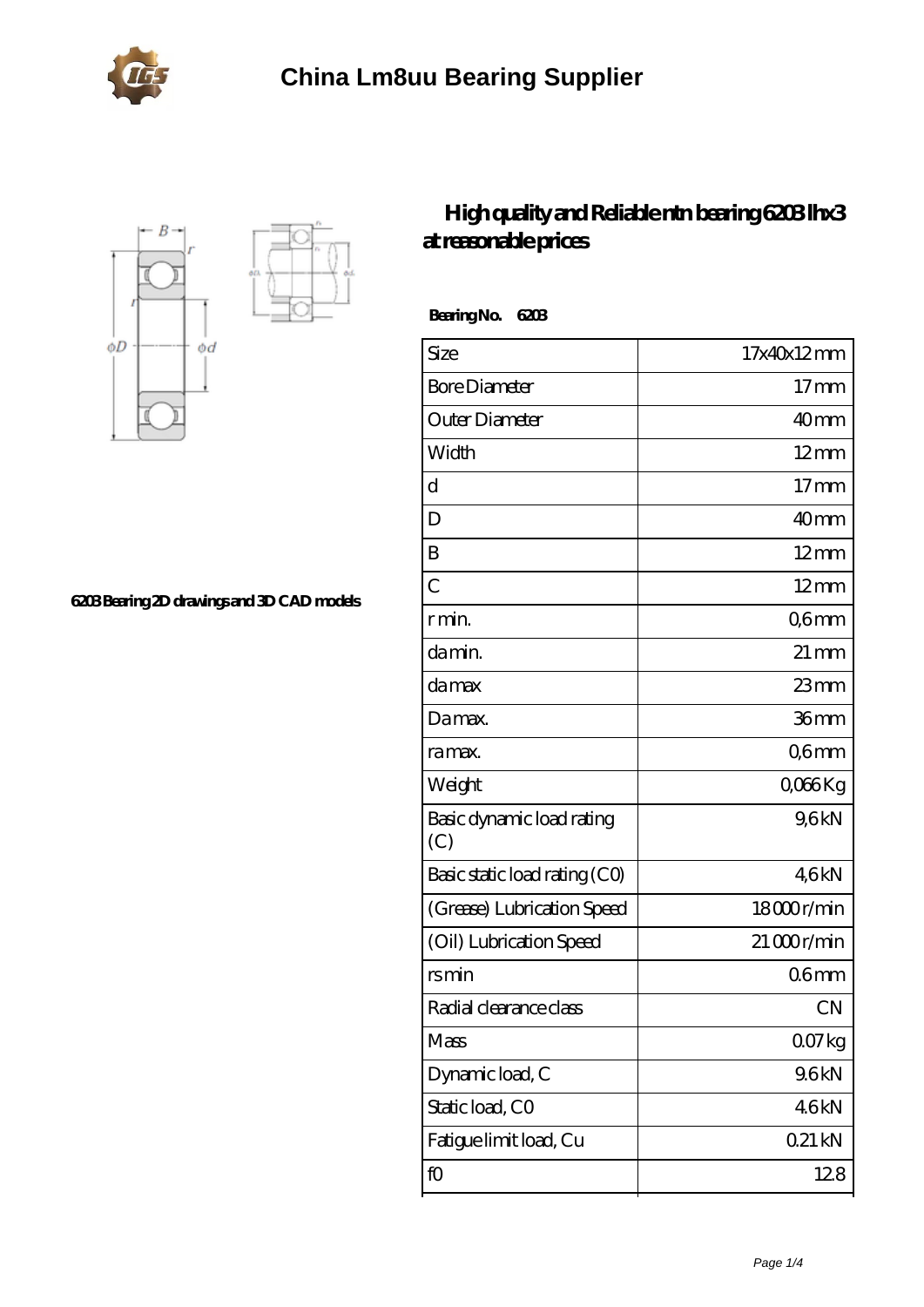# China Lm8uu Bearing Supplier

## High quality and Reliable ntn bearing 6203 llhx3 at reasonable prices

6203 Bearing 2D drawings and 3D CAD models

**Bearing No. 6203**

| Size | 17x40x12 mm |
|---|---|
| Bore Diameter | 17 mm |
| Outer Diameter | 40 mm |
| Width | 12 mm |
| d | 17 mm |
| D | 40 mm |
| B | 12 mm |
| C | 12 mm |
| r min. | 0,6 mm |
| da min. | 21 mm |
| da max | 23 mm |
| Da max. | 36 mm |
| ra max. | 0,6 mm |
| Weight | 0,066 Kg |
| Basic dynamic load rating (C) | 9,6 kN |
| Basic static load rating (C0) | 4,6 kN |
| (Grease) Lubrication Speed | 18 000 r/min |
| (Oil) Lubrication Speed | 21 000 r/min |
| rs min | 0.6 mm |
| Radial clearance class | CN |
| Mass | 0.07 kg |
| Dynamic load, C | 9.6 kN |
| Static load, C0 | 4.6 kN |
| Fatigue limit load, Cu | 0.21 kN |
| f0 | 12.8 |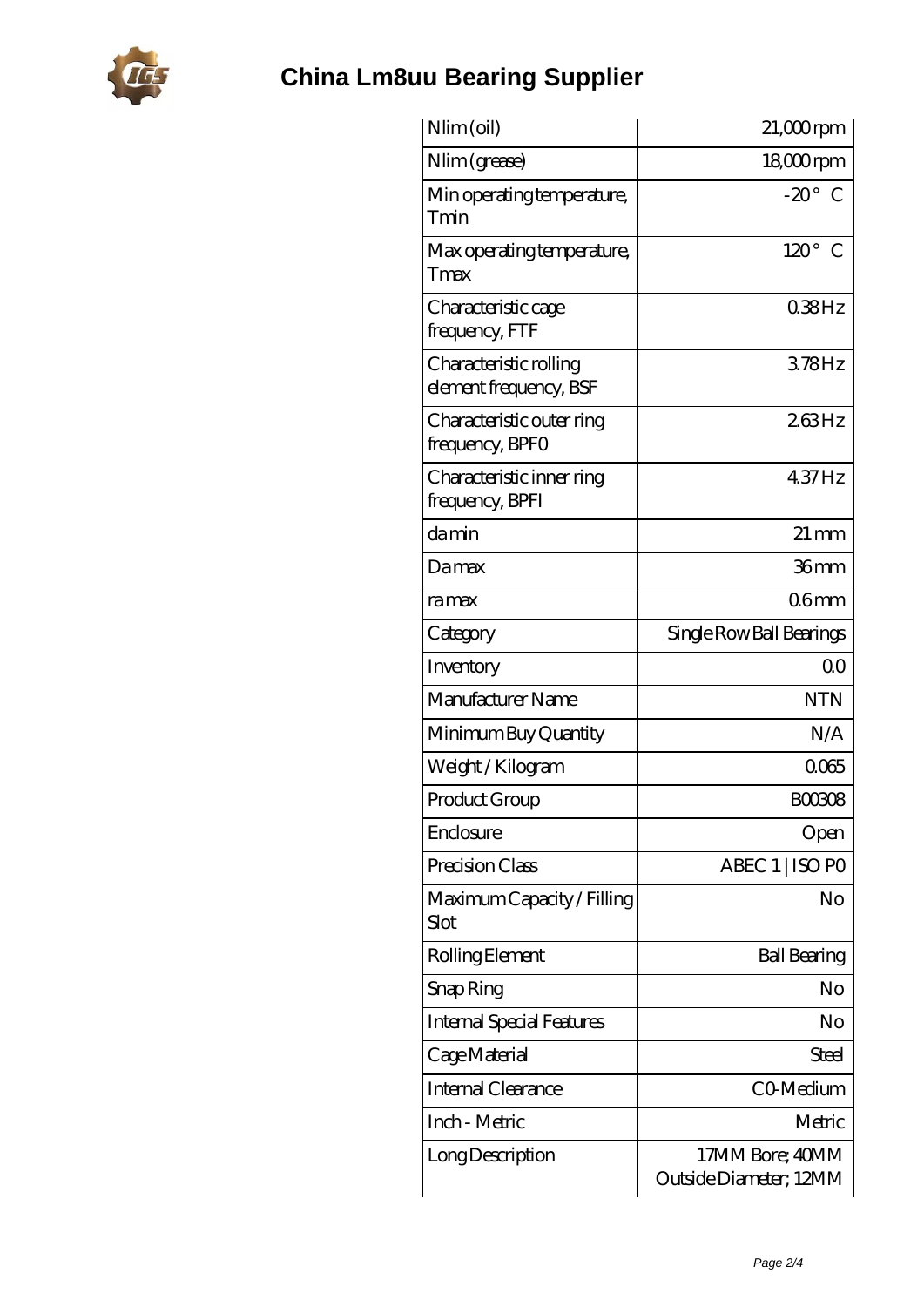# China Lm8uu Bearing Supplier

| Nlim (oil) | 21,000 rpm |
|---|---|
| Nlim (grease) | 18,000 rpm |
| Min operating temperature, Tmin | -20° C |
| Max operating temperature, Tmax | 120° C |
| Characteristic cage frequency, FTF | 0.38 Hz |
| Characteristic rolling element frequency, BSF | 3.78 Hz |
| Characteristic outer ring frequency, BPFO | 2.63 Hz |
| Characteristic inner ring frequency, BPFI | 4.37 Hz |
| da min | 21 mm |
| Da max | 36 mm |
| ra max | 0.6 mm |
| Category | Single Row Ball Bearings |
| Inventory | 0.0 |
| Manufacturer Name | NTN |
| Minimum Buy Quantity | N/A |
| Weight / Kilogram | 0.065 |
| Product Group | B00308 |
| Enclosure | Open |
| Precision Class | ABEC 1 \| ISO P0 |
| Maximum Capacity / Filling Slot | No |
| Rolling Element | Ball Bearing |
| Snap Ring | No |
| Internal Special Features | No |
| Cage Material | Steel |
| Internal Clearance | C0-Medium |
| Inch - Metric | Metric |
| Long Description | 17MM Bore; 40MM Outside Diameter; 12MM |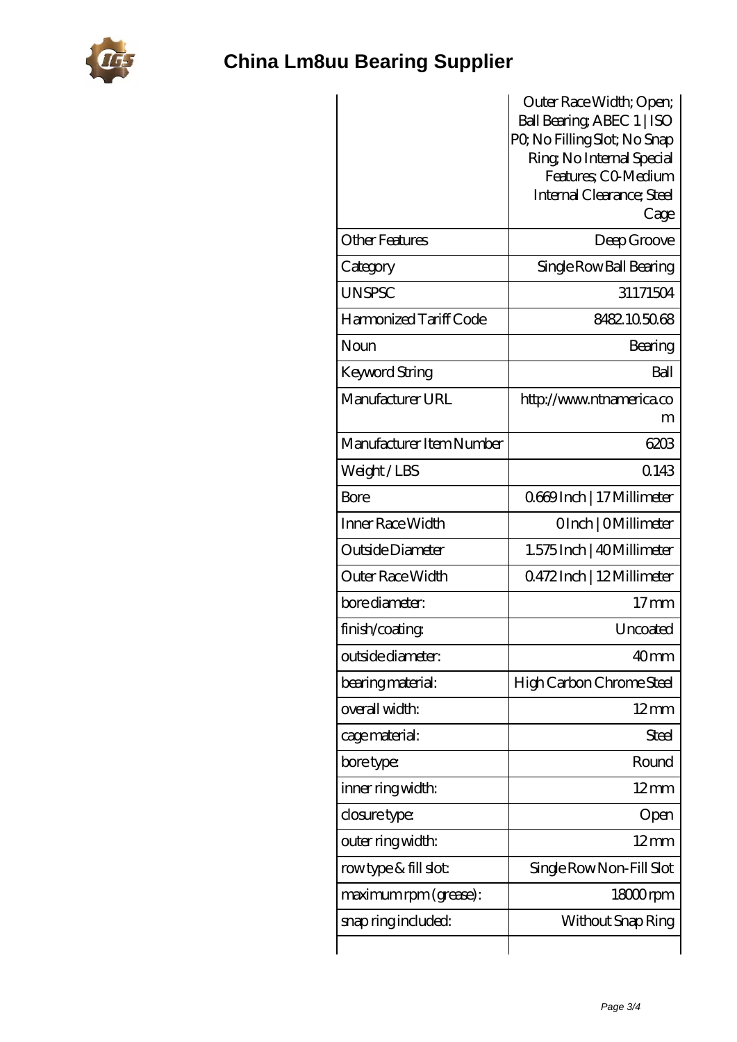# China Lm8uu Bearing Supplier

| | |
|---|---|
| | Outer Race Width; Open; Ball Bearing; ABEC 1 \| ISO P0; No Filling Slot; No Snap Ring; No Internal Special Features; C0-Medium Internal Clearance; Steel Cage |
| Other Features | Deep Groove |
| Category | Single Row Ball Bearing |
| UNSPSC | 31171504 |
| Harmonized Tariff Code | 8482.10.50.68 |
| Noun | Bearing |
| Keyword String | Ball |
| Manufacturer URL | http://www.ntnamerica.com |
| Manufacturer Item Number | 6203 |
| Weight / LBS | 0.143 |
| Bore | 0.669 Inch \| 17 Millimeter |
| Inner Race Width | 0 Inch \| 0 Millimeter |
| Outside Diameter | 1.575 Inch \| 40 Millimeter |
| Outer Race Width | 0.472 Inch \| 12 Millimeter |
| bore diameter: | 17 mm |
| finish/coating: | Uncoated |
| outside diameter: | 40 mm |
| bearing material: | High Carbon Chrome Steel |
| overall width: | 12 mm |
| cage material: | Steel |
| bore type: | Round |
| inner ring width: | 12 mm |
| closure type: | Open |
| outer ring width: | 12 mm |
| row type & fill slot: | Single Row Non-Fill Slot |
| maximum rpm (grease): | 18000 rpm |
| snap ring included: | Without Snap Ring |
| | |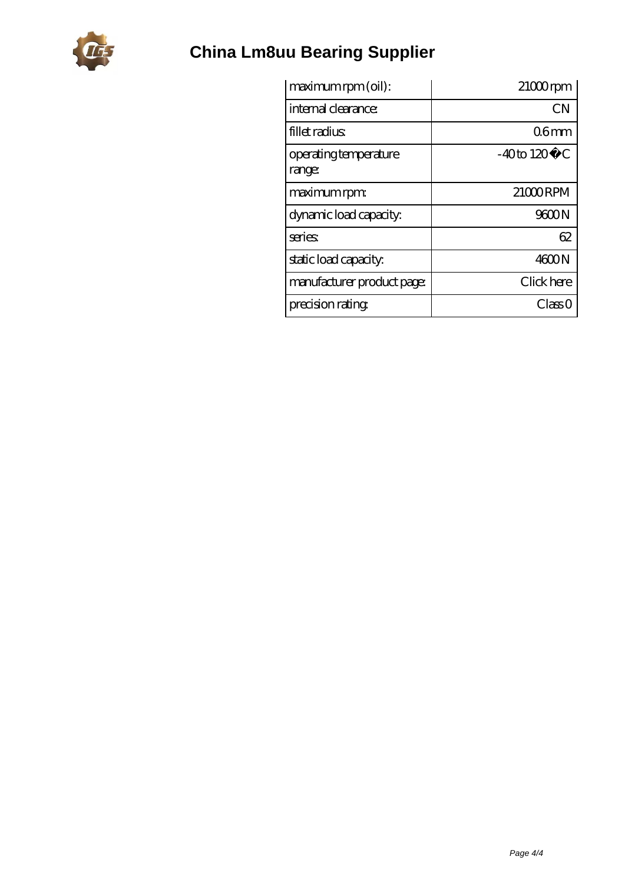# China Lm8uu Bearing Supplier

| | |
|---|---|
| maximum rpm (oil): | 21000 rpm |
| internal clearance: | CN |
| fillet radius: | 0.6 mm |
| operating temperature range: | -40 to 120 �C |
| maximum rpm: | 21000 RPM |
| dynamic load capacity: | 9600 N |
| series: | 62 |
| static load capacity: | 4600 N |
| manufacturer product page: | Click here |
| precision rating: | Class 0 |